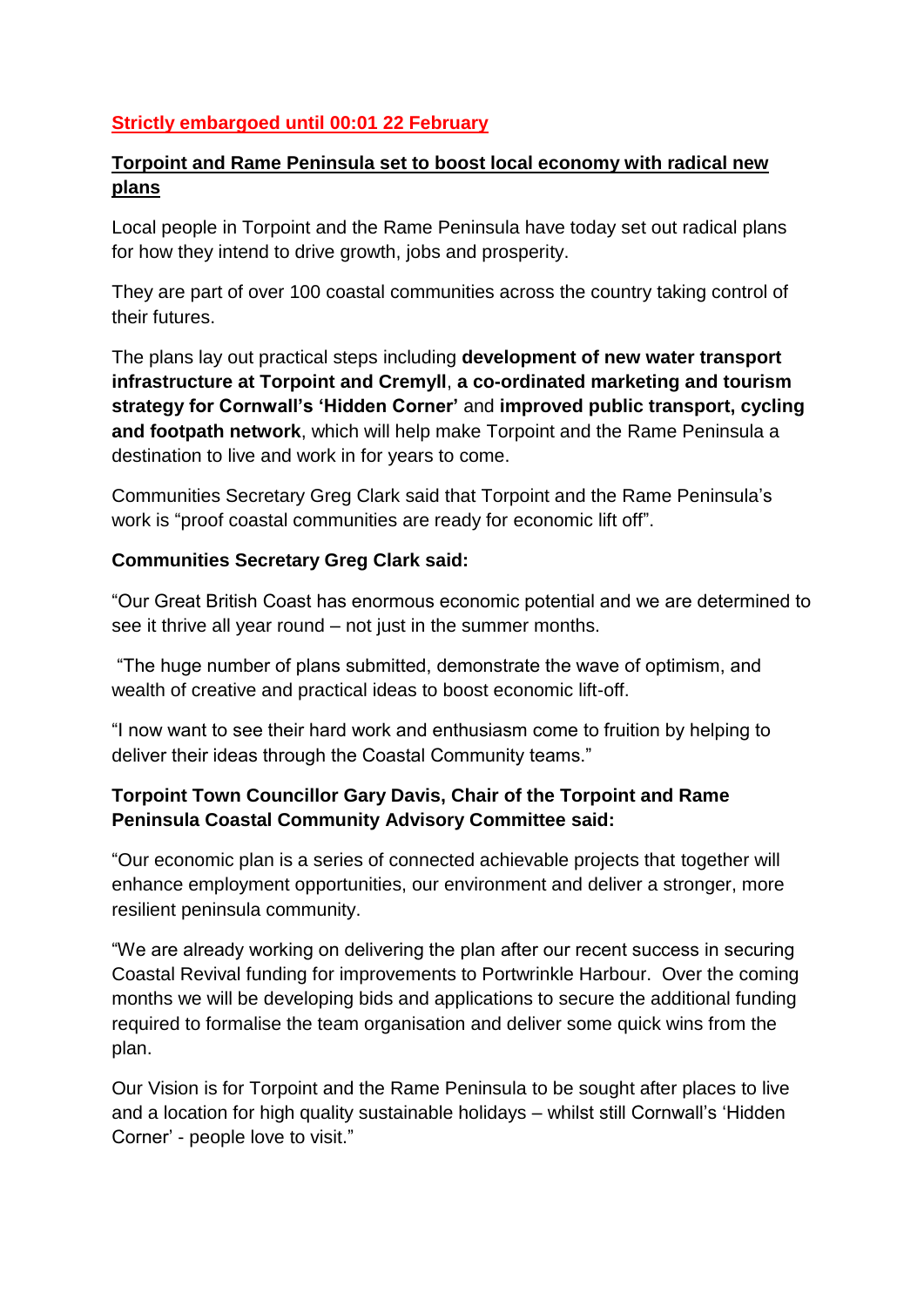**Strictly embargoed until 00:01 22 February**

## Torpoint and Rame Peninsula set to boost local economy with radical new plans

Local people in Torpoint and the Rame Peninsula have today set out radical plans for how they intend to drive growth, jobs and prosperity.

They are part of over 100 coastal communities across the country taking control of their futures.

The plans lay out practical steps including **development of new water transport infrastructure at Torpoint and Cremyll**, **a co-ordinated marketing and tourism strategy for Cornwall's 'Hidden Corner'** and **improved public transport, cycling and footpath network**, which will help make Torpoint and the Rame Peninsula a destination to live and work in for years to come.

Communities Secretary Greg Clark said that Torpoint and the Rame Peninsula's work is "proof coastal communities are ready for economic lift off".

**Communities Secretary Greg Clark said:**

"Our Great British Coast has enormous economic potential and we are determined to see it thrive all year round – not just in the summer months.

"The huge number of plans submitted, demonstrate the wave of optimism, and wealth of creative and practical ideas to boost economic lift-off.

"I now want to see their hard work and enthusiasm come to fruition by helping to deliver their ideas through the Coastal Community teams."

**Torpoint Town Councillor Gary Davis, Chair of the Torpoint and Rame Peninsula Coastal Community Advisory Committee said:**

"Our economic plan is a series of connected achievable projects that together will enhance employment opportunities, our environment and deliver a stronger, more resilient peninsula community.

"We are already working on delivering the plan after our recent success in securing Coastal Revival funding for improvements to Portwrinkle Harbour. Over the coming months we will be developing bids and applications to secure the additional funding required to formalise the team organisation and deliver some quick wins from the plan.

Our Vision is for Torpoint and the Rame Peninsula to be sought after places to live and a location for high quality sustainable holidays – whilst still Cornwall's 'Hidden Corner' - people love to visit."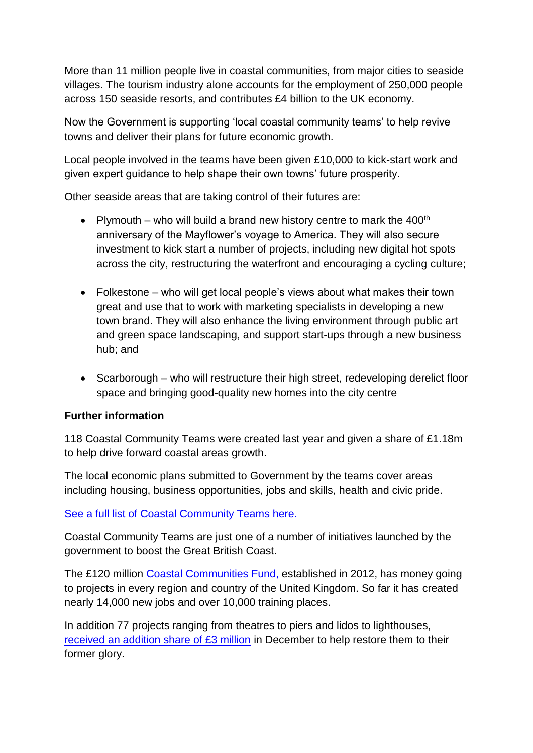More than 11 million people live in coastal communities, from major cities to seaside villages. The tourism industry alone accounts for the employment of 250,000 people across 150 seaside resorts, and contributes £4 billion to the UK economy.

Now the Government is supporting 'local coastal community teams' to help revive towns and deliver their plans for future economic growth.

Local people involved in the teams have been given £10,000 to kick-start work and given expert guidance to help shape their own towns' future prosperity.

Other seaside areas that are taking control of their futures are:

- Plymouth – who will build a brand new history centre to mark the 400th anniversary of the Mayflower's voyage to America. They will also secure investment to kick start a number of projects, including new digital hot spots across the city, restructuring the waterfront and encouraging a cycling culture;

- Folkestone – who will get local people's views about what makes their town great and use that to work with marketing specialists in developing a new town brand. They will also enhance the living environment through public art and green space landscaping, and support start-ups through a new business hub; and

- Scarborough – who will restructure their high street, redeveloping derelict floor space and bringing good-quality new homes into the city centre

**Further information**

118 Coastal Community Teams were created last year and given a share of £1.18m to help drive forward coastal areas growth.

The local economic plans submitted to Government by the teams cover areas including housing, business opportunities, jobs and skills, health and civic pride.

See a full list of Coastal Community Teams here.

Coastal Community Teams are just one of a number of initiatives launched by the government to boost the Great British Coast.

The £120 million Coastal Communities Fund, established in 2012, has money going to projects in every region and country of the United Kingdom. So far it has created nearly 14,000 new jobs and over 10,000 training places.

In addition 77 projects ranging from theatres to piers and lidos to lighthouses, received an addition share of £3 million in December to help restore them to their former glory.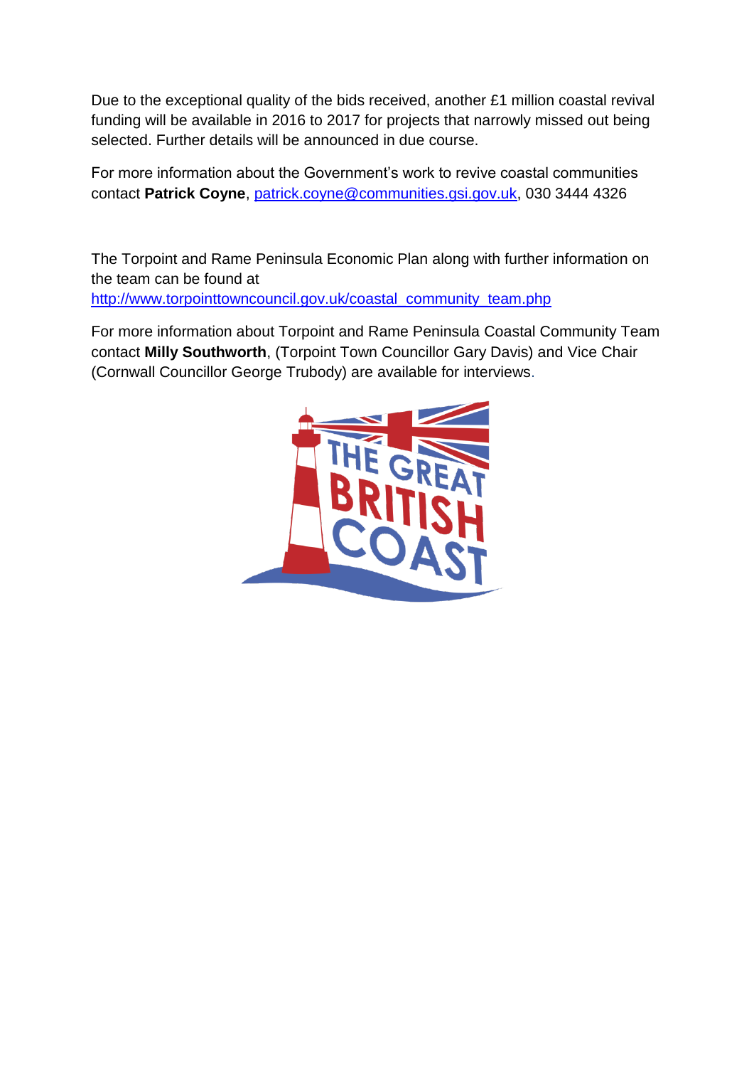Due to the exceptional quality of the bids received, another £1 million coastal revival funding will be available in 2016 to 2017 for projects that narrowly missed out being selected. Further details will be announced in due course.

For more information about the Government's work to revive coastal communities contact **Patrick Coyne**, patrick.coyne@communities.gsi.gov.uk, 030 3444 4326

The Torpoint and Rame Peninsula Economic Plan along with further information on the team can be found at http://www.torpointtowncouncil.gov.uk/coastal_community_team.php

For more information about Torpoint and Rame Peninsula Coastal Community Team contact **Milly Southworth**, (Torpoint Town Councillor Gary Davis) and Vice Chair (Cornwall Councillor George Trubody) are available for interviews.